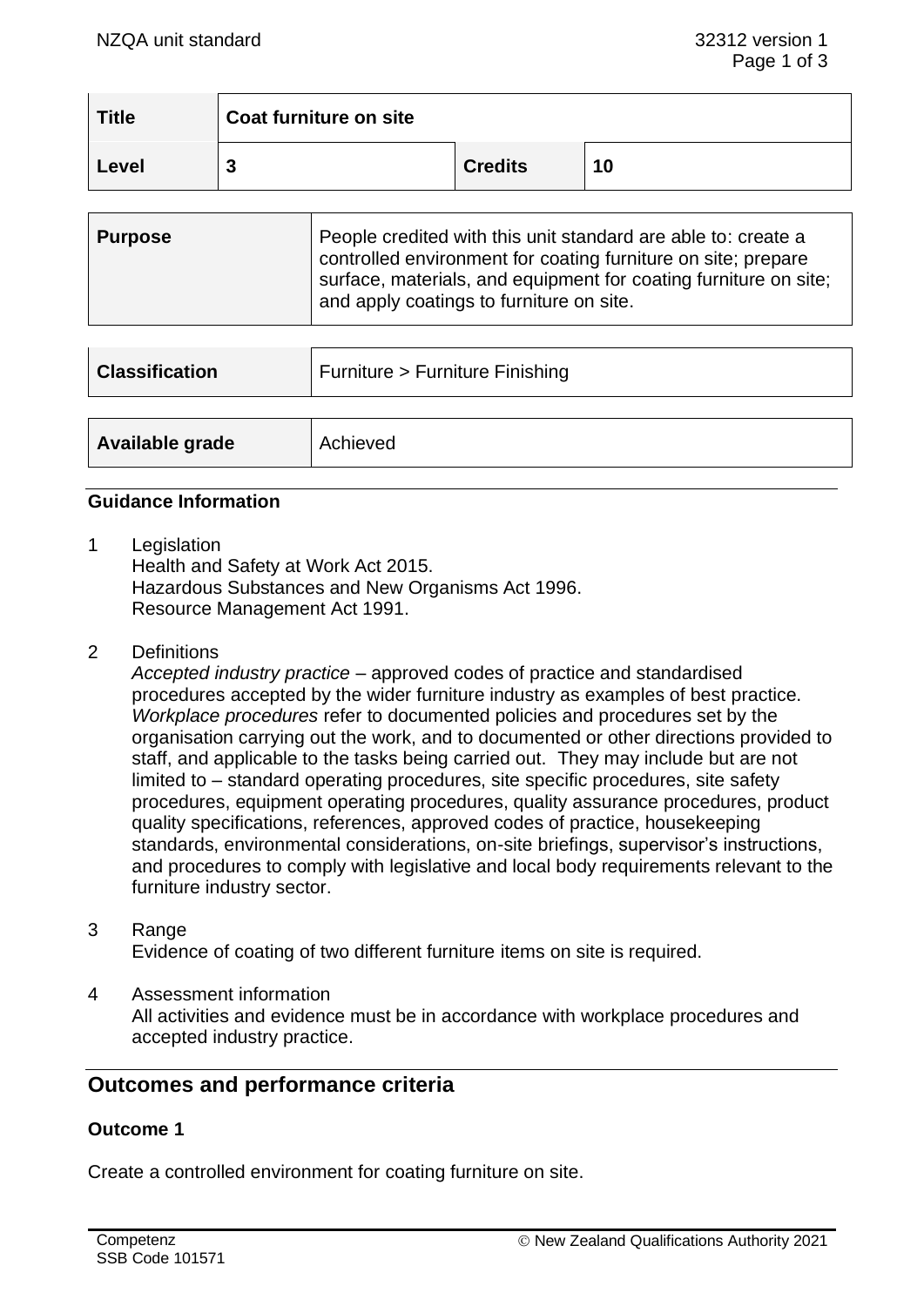| Title | Coat furniture on site | | |
|---|---|---|---|
| Level | 3 | Credits | 10 |

| Purpose | People credited with this unit standard are able to: create a controlled environment for coating furniture on site; prepare surface, materials, and equipment for coating furniture on site; and apply coatings to furniture on site. |
|---|---|

| Classification | Furniture > Furniture Finishing |
|---|---|

| Available grade | Achieved |
|---|---|

**Guidance Information**

1 Legislation
Health and Safety at Work Act 2015.
Hazardous Substances and New Organisms Act 1996.
Resource Management Act 1991.

2 Definitions
*Accepted industry practice* – approved codes of practice and standardised procedures accepted by the wider furniture industry as examples of best practice.
*Workplace procedures* refer to documented policies and procedures set by the organisation carrying out the work, and to documented or other directions provided to staff, and applicable to the tasks being carried out. They may include but are not limited to – standard operating procedures, site specific procedures, site safety procedures, equipment operating procedures, quality assurance procedures, product quality specifications, references, approved codes of practice, housekeeping standards, environmental considerations, on-site briefings, supervisor's instructions, and procedures to comply with legislative and local body requirements relevant to the furniture industry sector.

3 Range
Evidence of coating of two different furniture items on site is required.

4 Assessment information
All activities and evidence must be in accordance with workplace procedures and accepted industry practice.

## Outcomes and performance criteria

### Outcome 1

Create a controlled environment for coating furniture on site.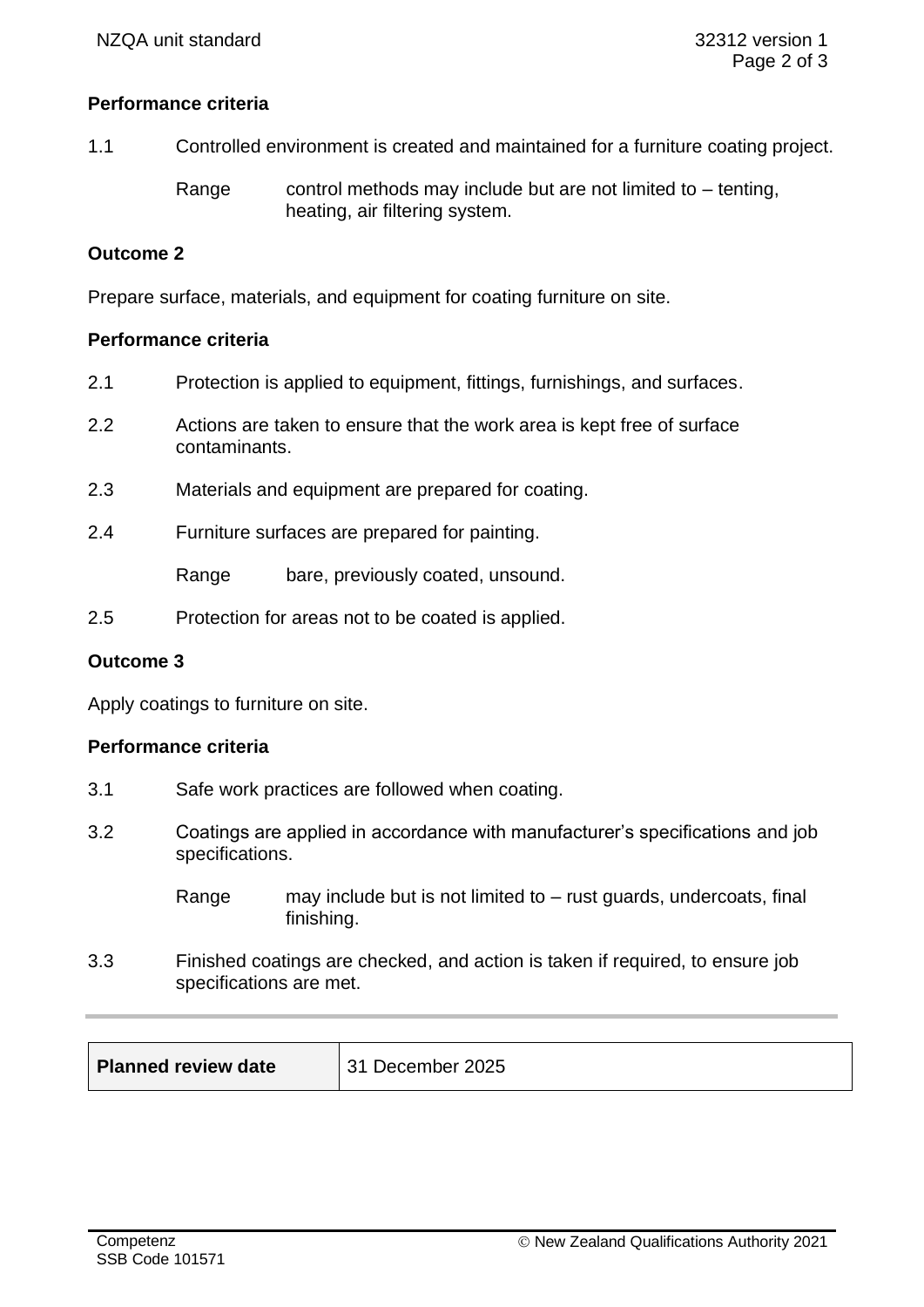**Performance criteria**

1.1 Controlled environment is created and maintained for a furniture coating project.

Range control methods may include but are not limited to – tenting, heating, air filtering system.

**Outcome 2**

Prepare surface, materials, and equipment for coating furniture on site.

**Performance criteria**

2.1 Protection is applied to equipment, fittings, furnishings, and surfaces.

2.2 Actions are taken to ensure that the work area is kept free of surface contaminants.

2.3 Materials and equipment are prepared for coating.

2.4 Furniture surfaces are prepared for painting.

Range bare, previously coated, unsound.

2.5 Protection for areas not to be coated is applied.

**Outcome 3**

Apply coatings to furniture on site.

**Performance criteria**

3.1 Safe work practices are followed when coating.

3.2 Coatings are applied in accordance with manufacturer's specifications and job specifications.

Range may include but is not limited to – rust guards, undercoats, final finishing.

3.3 Finished coatings are checked, and action is taken if required, to ensure job specifications are met.

| **Planned review date** | 31 December 2025 |
|---|---|

Competenz
SSB Code 101571

© New Zealand Qualifications Authority 2021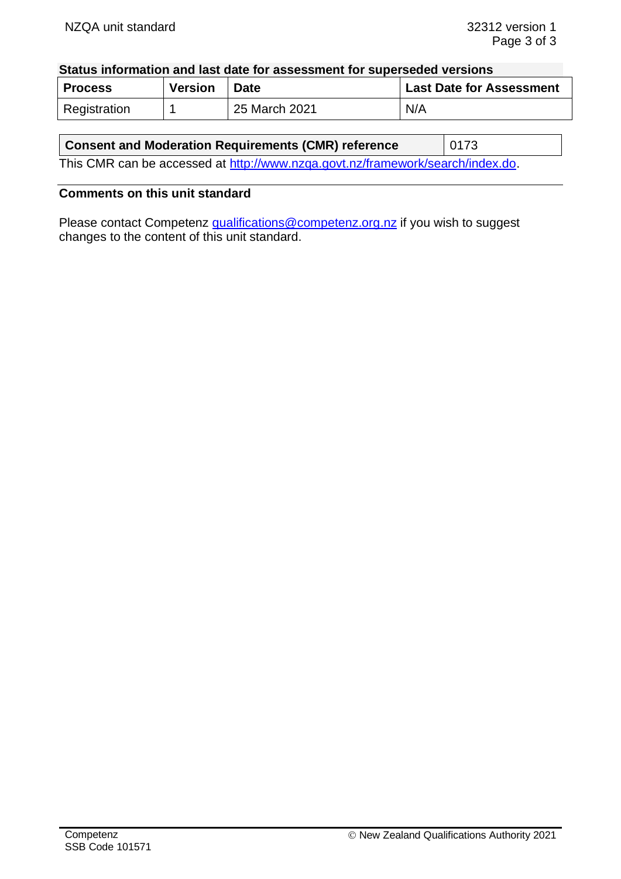**Status information and last date for assessment for superseded versions**

| Process | Version | Date | Last Date for Assessment |
|---|---|---|---|
| Registration | 1 | 25 March 2021 | N/A |

| Consent and Moderation Requirements (CMR) reference | 0173 |
|---|---|

This CMR can be accessed at http://www.nzqa.govt.nz/framework/search/index.do.

**Comments on this unit standard**

Please contact Competenz qualifications@competenz.org.nz if you wish to suggest changes to the content of this unit standard.